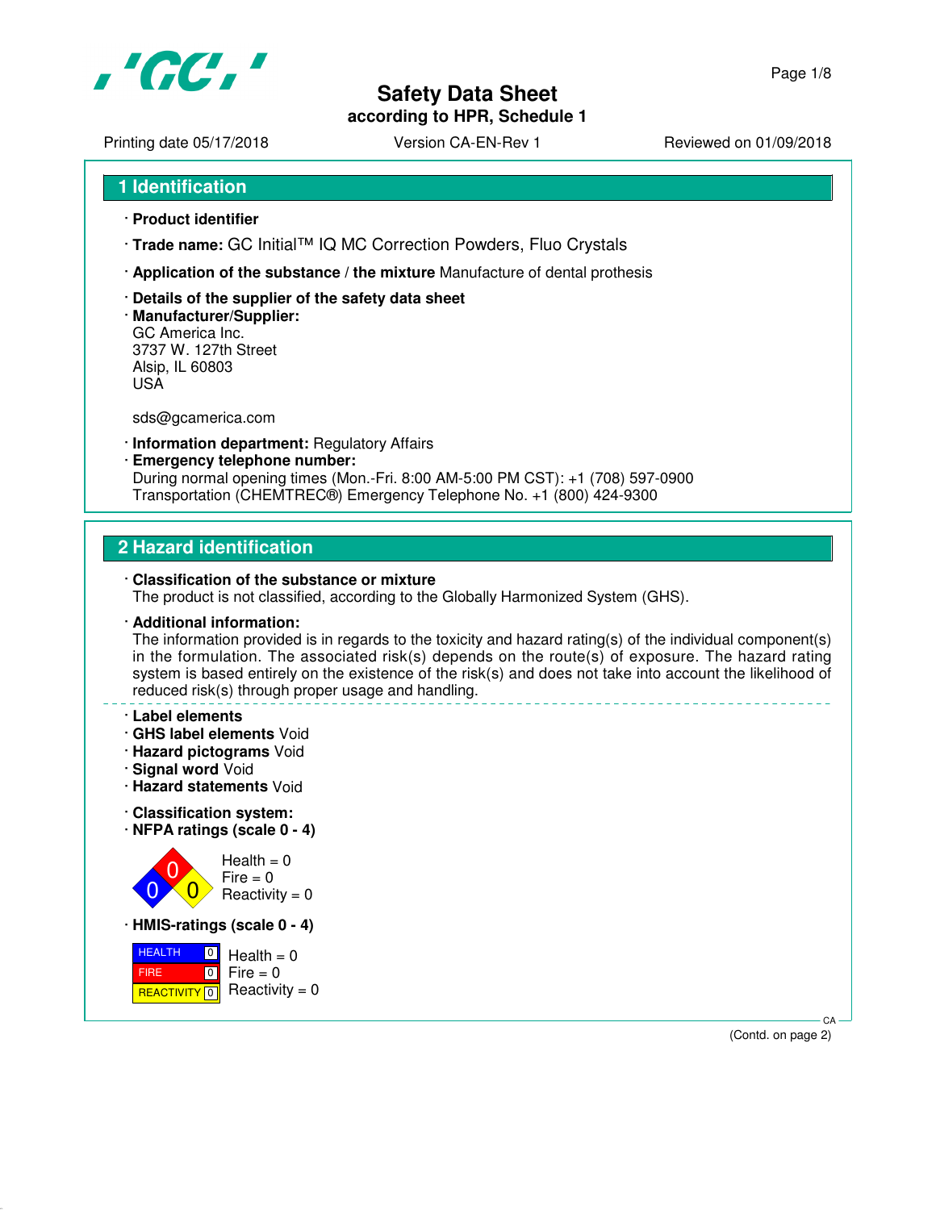# Safety Data Sheet
**according to HPR, Schedule 1**

Printing date 05/17/2018 Version CA-EN-Rev 1 Reviewed on 01/09/2018

## 1 Identification

· **Product identifier**

· **Trade name:** GC Initial™ IQ MC Correction Powders, Fluo Crystals

· **Application of the substance / the mixture** Manufacture of dental prothesis

· **Details of the supplier of the safety data sheet**
· **Manufacturer/Supplier:**
GC America Inc.
3737 W. 127th Street
Alsip, IL 60803
USA

sds@gcamerica.com

· **Information department:** Regulatory Affairs
· **Emergency telephone number:**
During normal opening times (Mon.-Fri. 8:00 AM-5:00 PM CST): +1 (708) 597-0900
Transportation (CHEMTREC®) Emergency Telephone No. +1 (800) 424-9300

## 2 Hazard identification

· **Classification of the substance or mixture**
The product is not classified, according to the Globally Harmonized System (GHS).

· **Additional information:**
The information provided is in regards to the toxicity and hazard rating(s) of the individual component(s) in the formulation. The associated risk(s) depends on the route(s) of exposure. The hazard rating system is based entirely on the existence of the risk(s) and does not take into account the likelihood of reduced risk(s) through proper usage and handling.

· **Label elements**
· **GHS label elements** Void
· **Hazard pictograms** Void
· **Signal word** Void
· **Hazard statements** Void

· **Classification system:**
· **NFPA ratings (scale 0 - 4)**

Health = 0
Fire = 0
Reactivity = 0

· **HMIS-ratings (scale 0 - 4)**

| | |
|---|---|
| HEALTH | 0 |
| FIRE | 0 |
| REACTIVITY | 0 |

Health = 0
Fire = 0
Reactivity = 0

(Contd. on page 2)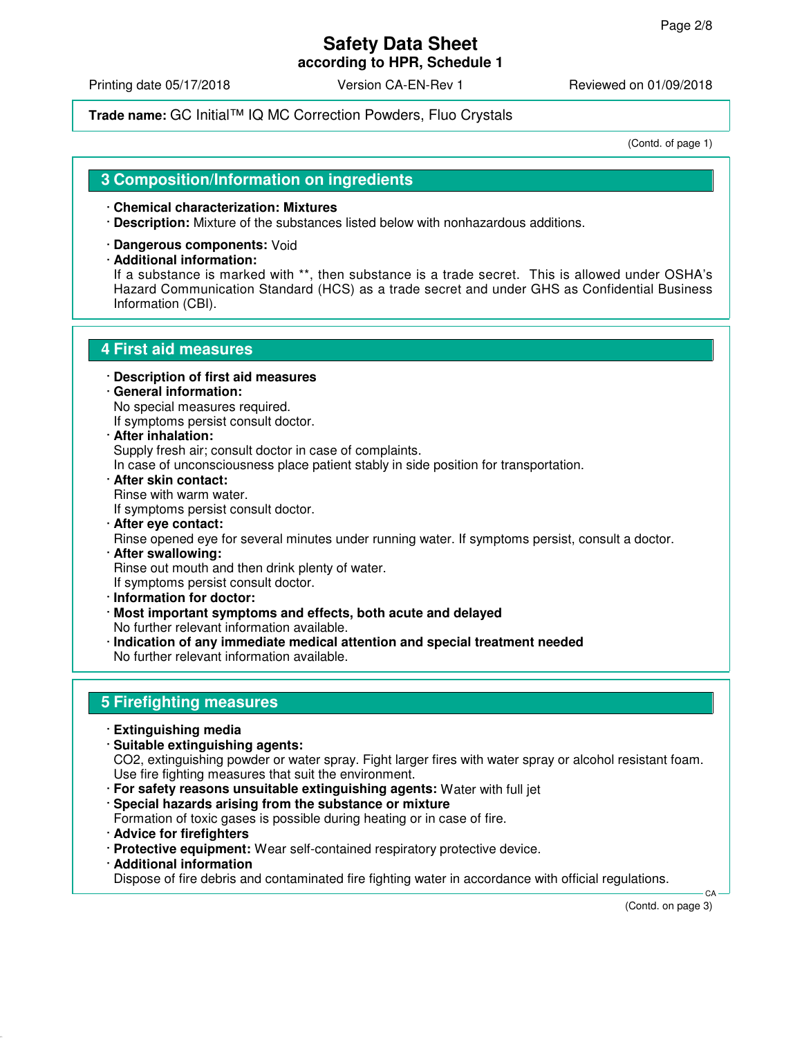**Trade name:** GC Initial™ IQ MC Correction Powders, Fluo Crystals

(Contd. of page 1)

## 3 Composition/Information on ingredients

- **Chemical characterization: Mixtures**
- **Description:** Mixture of the substances listed below with nonhazardous additions.
- **Dangerous components:** Void
- **Additional information:**
  If a substance is marked with **, then substance is a trade secret. This is allowed under OSHA's Hazard Communication Standard (HCS) as a trade secret and under GHS as Confidential Business Information (CBI).

## 4 First aid measures

- **Description of first aid measures**
- **General information:**
  No special measures required.
  If symptoms persist consult doctor.
- **After inhalation:**
  Supply fresh air; consult doctor in case of complaints.
  In case of unconsciousness place patient stably in side position for transportation.
- **After skin contact:**
  Rinse with warm water.
  If symptoms persist consult doctor.
- **After eye contact:**
  Rinse opened eye for several minutes under running water. If symptoms persist, consult a doctor.
- **After swallowing:**
  Rinse out mouth and then drink plenty of water.
  If symptoms persist consult doctor.
- **Information for doctor:**
- **Most important symptoms and effects, both acute and delayed**
  No further relevant information available.
- **Indication of any immediate medical attention and special treatment needed**
  No further relevant information available.

## 5 Firefighting measures

- **Extinguishing media**
- **Suitable extinguishing agents:**
  $CO_2$, extinguishing powder or water spray. Fight larger fires with water spray or alcohol resistant foam.
  Use fire fighting measures that suit the environment.
- **For safety reasons unsuitable extinguishing agents:** Water with full jet
- **Special hazards arising from the substance or mixture**
  Formation of toxic gases is possible during heating or in case of fire.
- **Advice for firefighters**
- **Protective equipment:** Wear self-contained respiratory protective device.
- **Additional information**
  Dispose of fire debris and contaminated fire fighting water in accordance with official regulations.

(Contd. on page 3)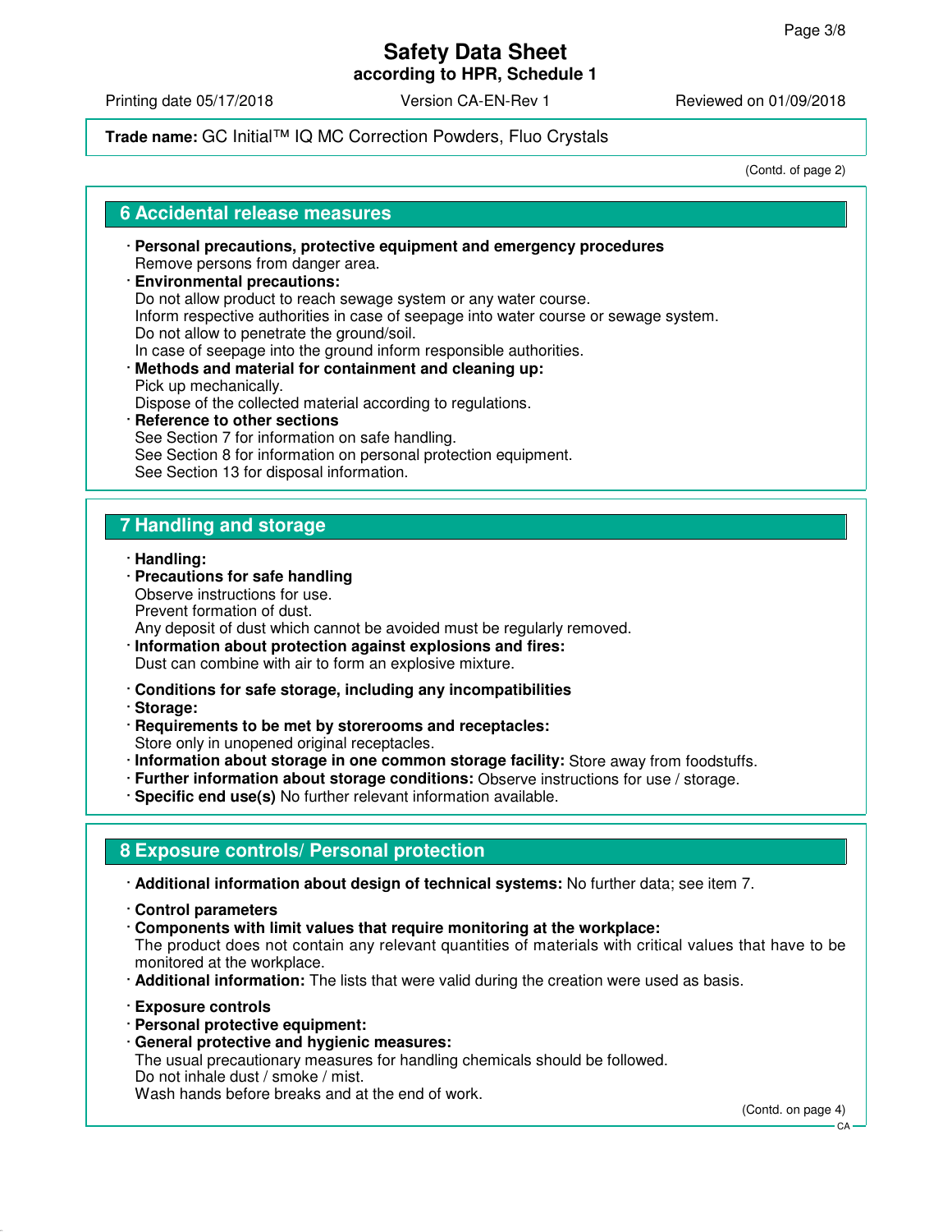**Trade name:** GC Initial™ IQ MC Correction Powders, Fluo Crystals

(Contd. of page 2)

## 6 Accidental release measures

- **Personal precautions, protective equipment and emergency procedures**
  Remove persons from danger area.
- **Environmental precautions:**
  Do not allow product to reach sewage system or any water course.
  Inform respective authorities in case of seepage into water course or sewage system.
  Do not allow to penetrate the ground/soil.
  In case of seepage into the ground inform responsible authorities.
- **Methods and material for containment and cleaning up:**
  Pick up mechanically.
  Dispose of the collected material according to regulations.
- **Reference to other sections**
  See Section 7 for information on safe handling.
  See Section 8 for information on personal protection equipment.
  See Section 13 for disposal information.

## 7 Handling and storage

- **Handling:**
- **Precautions for safe handling**
  Observe instructions for use.
  Prevent formation of dust.
  Any deposit of dust which cannot be avoided must be regularly removed.
- **Information about protection against explosions and fires:**
  Dust can combine with air to form an explosive mixture.

- **Conditions for safe storage, including any incompatibilities**
- **Storage:**
- **Requirements to be met by storerooms and receptacles:**
  Store only in unopened original receptacles.
- **Information about storage in one common storage facility:** Store away from foodstuffs.
- **Further information about storage conditions:** Observe instructions for use / storage.
- **Specific end use(s)** No further relevant information available.

## 8 Exposure controls/ Personal protection

- **Additional information about design of technical systems:** No further data; see item 7.

- **Control parameters**
- **Components with limit values that require monitoring at the workplace:**
  The product does not contain any relevant quantities of materials with critical values that have to be monitored at the workplace.
- **Additional information:** The lists that were valid during the creation were used as basis.

- **Exposure controls**
- **Personal protective equipment:**
- **General protective and hygienic measures:**
  The usual precautionary measures for handling chemicals should be followed.
  Do not inhale dust / smoke / mist.
  Wash hands before breaks and at the end of work.

(Contd. on page 4)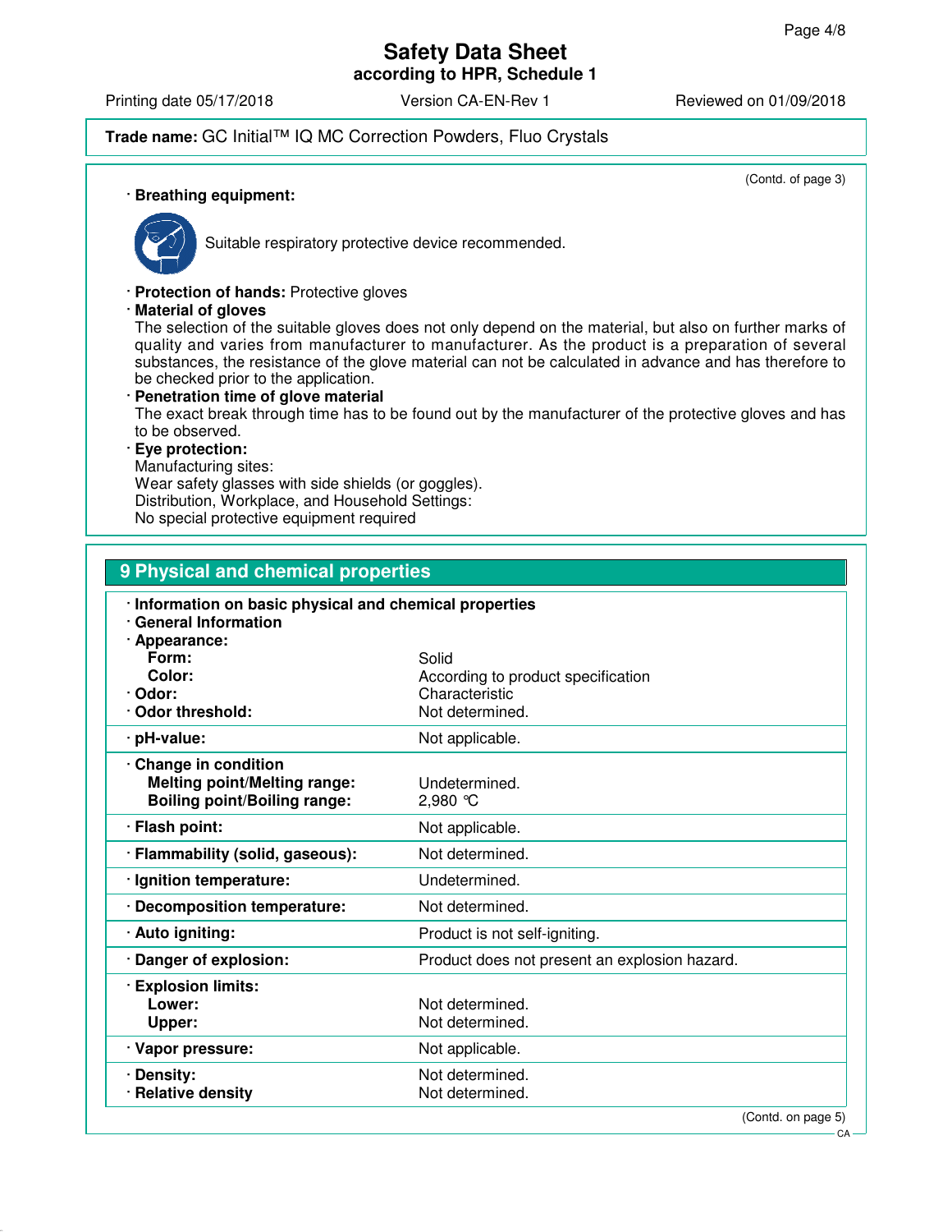**Trade name:** GC Initial™ IQ MC Correction Powders, Fluo Crystals

(Contd. of page 3)

· **Breathing equipment:**

Suitable respiratory protective device recommended.

· **Protection of hands:** Protective gloves

· **Material of gloves**

The selection of the suitable gloves does not only depend on the material, but also on further marks of quality and varies from manufacturer to manufacturer. As the product is a preparation of several substances, the resistance of the glove material can not be calculated in advance and has therefore to be checked prior to the application.

· **Penetration time of glove material**

The exact break through time has to be found out by the manufacturer of the protective gloves and has to be observed.

· **Eye protection:**

Manufacturing sites:
Wear safety glasses with side shields (or goggles).
Distribution, Workplace, and Household Settings:
No special protective equipment required

## 9 Physical and chemical properties

| | |
|---|---|
| · **Information on basic physical and chemical properties** | |
| · **General Information** | |
| · **Appearance:** | |
| **Form:** | Solid |
| **Color:** | According to product specification |
| · **Odor:** | Characteristic |
| · **Odor threshold:** | Not determined. |
| · **pH-value:** | Not applicable. |
| · **Change in condition** | |
| **Melting point/Melting range:** | Undetermined. |
| **Boiling point/Boiling range:** | 2,980 °C |
| · **Flash point:** | Not applicable. |
| · **Flammability (solid, gaseous):** | Not determined. |
| · **Ignition temperature:** | Undetermined. |
| · **Decomposition temperature:** | Not determined. |
| · **Auto igniting:** | Product is not self-igniting. |
| · **Danger of explosion:** | Product does not present an explosion hazard. |
| · **Explosion limits:** | |
| **Lower:** | Not determined. |
| **Upper:** | Not determined. |
| · **Vapor pressure:** | Not applicable. |
| · **Density:** | Not determined. |
| · **Relative density** | Not determined. |

(Contd. on page 5)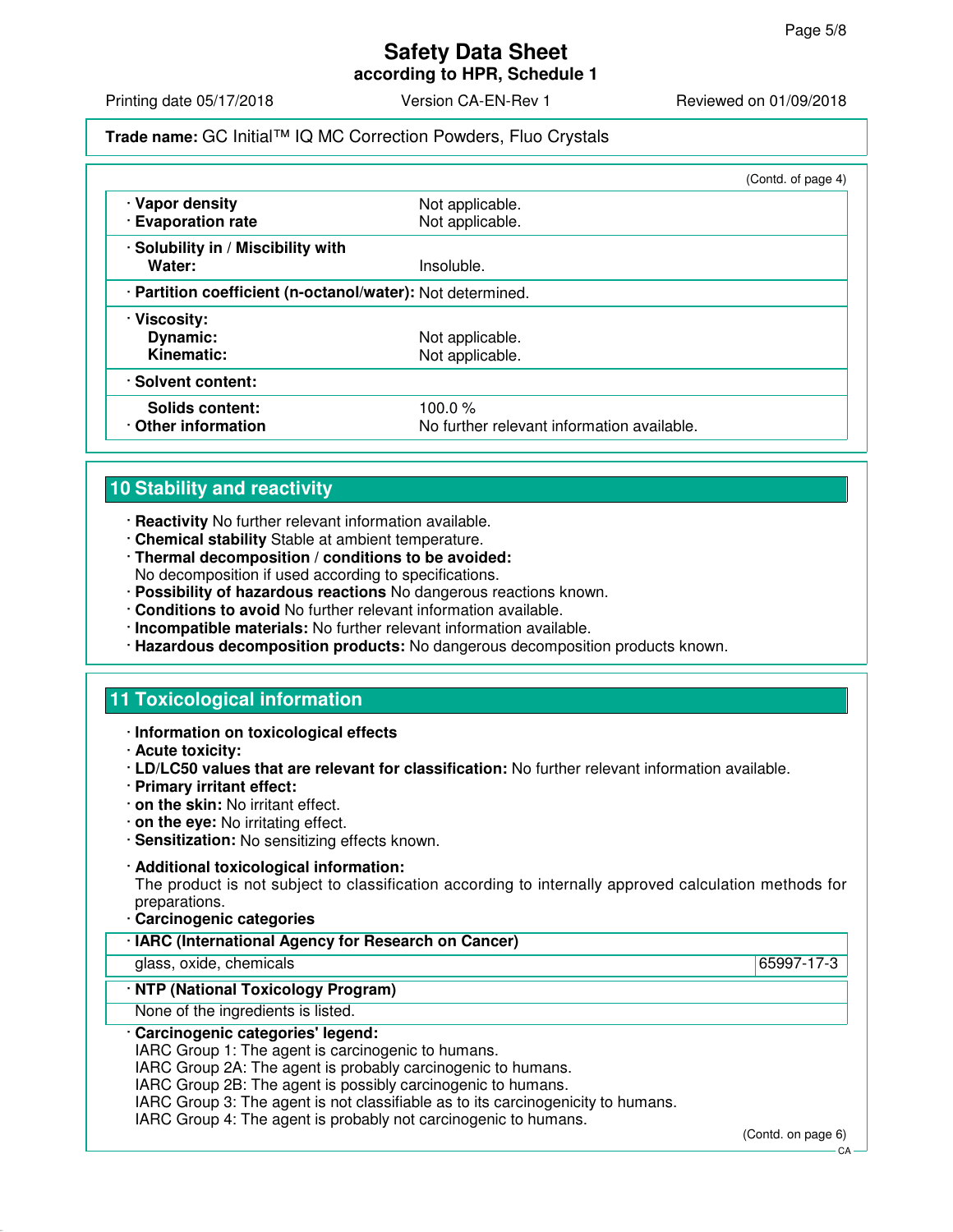**Trade name:** GC Initial™ IQ MC Correction Powders, Fluo Crystals

(Contd. of page 4)

| | |
|---|---|
| · **Vapor density** | Not applicable. |
| · **Evaporation rate** | Not applicable. |
| · **Solubility in / Miscibility with** | |
| **Water:** | Insoluble. |
| · **Partition coefficient (n-octanol/water):** | Not determined. |
| · **Viscosity:** | |
| **Dynamic:** | Not applicable. |
| **Kinematic:** | Not applicable. |
| · **Solvent content:** | |
| **Solids content:** | 100.0 % |
| · **Other information** | No further relevant information available. |

## 10 Stability and reactivity

· **Reactivity** No further relevant information available.
· **Chemical stability** Stable at ambient temperature.
· **Thermal decomposition / conditions to be avoided:**
No decomposition if used according to specifications.
· **Possibility of hazardous reactions** No dangerous reactions known.
· **Conditions to avoid** No further relevant information available.
· **Incompatible materials:** No further relevant information available.
· **Hazardous decomposition products:** No dangerous decomposition products known.

## 11 Toxicological information

· **Information on toxicological effects**
· **Acute toxicity:**
· **LD/LC50 values that are relevant for classification:** No further relevant information available.
· **Primary irritant effect:**
· **on the skin:** No irritant effect.
· **on the eye:** No irritating effect.
· **Sensitization:** No sensitizing effects known.

· **Additional toxicological information:**
The product is not subject to classification according to internally approved calculation methods for preparations.
· **Carcinogenic categories**

| · **IARC (International Agency for Research on Cancer)** | |
|---|---|
| glass, oxide, chemicals | 65997-17-3 |

| · **NTP (National Toxicology Program)** |
|---|
| None of the ingredients is listed. |

· **Carcinogenic categories' legend:**
IARC Group 1: The agent is carcinogenic to humans.
IARC Group 2A: The agent is probably carcinogenic to humans.
IARC Group 2B: The agent is possibly carcinogenic to humans.
IARC Group 3: The agent is not classifiable as to its carcinogenicity to humans.
IARC Group 4: The agent is probably not carcinogenic to humans.

(Contd. on page 6)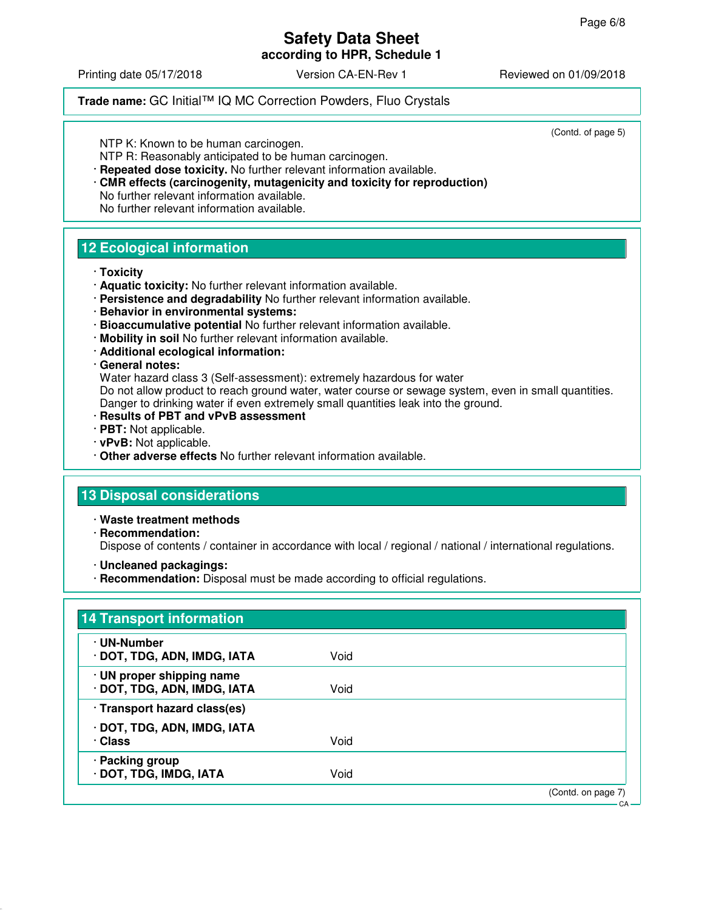(Contd. of page 5)

NTP K: Known to be human carcinogen.
NTP R: Reasonably anticipated to be human carcinogen.

· **Repeated dose toxicity.** No further relevant information available.
· **CMR effects (carcinogenity, mutagenicity and toxicity for reproduction)**
No further relevant information available.
No further relevant information available.

## 12 Ecological information

· **Toxicity**
· **Aquatic toxicity:** No further relevant information available.
· **Persistence and degradability** No further relevant information available.
· **Behavior in environmental systems:**
· **Bioaccumulative potential** No further relevant information available.
· **Mobility in soil** No further relevant information available.
· **Additional ecological information:**
· **General notes:**
Water hazard class 3 (Self-assessment): extremely hazardous for water
Do not allow product to reach ground water, water course or sewage system, even in small quantities.
Danger to drinking water if even extremely small quantities leak into the ground.
· **Results of PBT and vPvB assessment**
· **PBT:** Not applicable.
· **vPvB:** Not applicable.
· **Other adverse effects** No further relevant information available.

## 13 Disposal considerations

· **Waste treatment methods**
· **Recommendation:**
Dispose of contents / container in accordance with local / regional / national / international regulations.

· **Uncleaned packagings:**
· **Recommendation:** Disposal must be made according to official regulations.

## 14 Transport information

| | |
|---|---|
| · **UN-Number**<br>· **DOT, TDG, ADN, IMDG, IATA** | Void |
| · **UN proper shipping name**<br>· **DOT, TDG, ADN, IMDG, IATA** | Void |
| · **Transport hazard class(es)**<br>· **DOT, TDG, ADN, IMDG, IATA**<br>· **Class** | Void |
| · **Packing group**<br>· **DOT, TDG, IMDG, IATA** | Void |

(Contd. on page 7)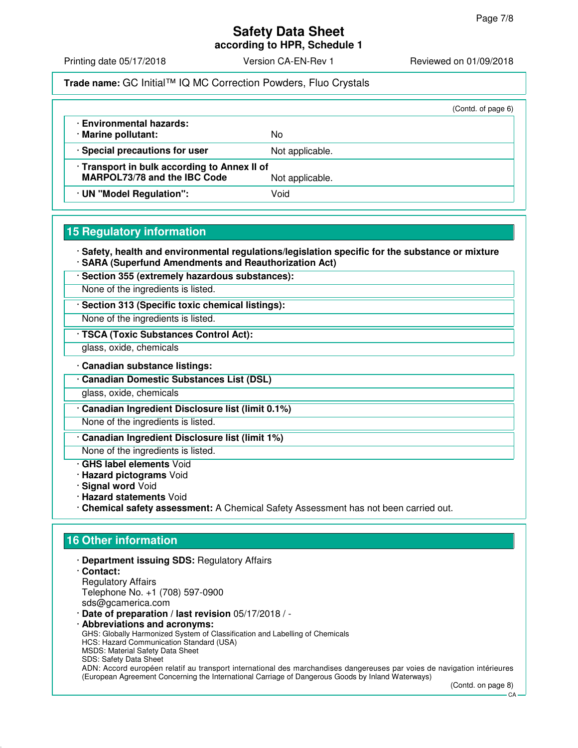**Trade name:** GC Initial™ IQ MC Correction Powders, Fluo Crystals

(Contd. of page 6)

| | |
|---|---|
| · **Environmental hazards:** · **Marine pollutant:** | No |
| · **Special precautions for user** | Not applicable. |
| · **Transport in bulk according to Annex II of MARPOL73/78 and the IBC Code** | Not applicable. |
| · **UN "Model Regulation":** | Void |

## 15 Regulatory information

· **Safety, health and environmental regulations/legislation specific for the substance or mixture**
· **SARA (Superfund Amendments and Reauthorization Act)**

· **Section 355 (extremely hazardous substances):**
None of the ingredients is listed.

· **Section 313 (Specific toxic chemical listings):**
None of the ingredients is listed.

· **TSCA (Toxic Substances Control Act):**
glass, oxide, chemicals

· **Canadian substance listings:**

· **Canadian Domestic Substances List (DSL)**
glass, oxide, chemicals

· **Canadian Ingredient Disclosure list (limit 0.1%)**
None of the ingredients is listed.

· **Canadian Ingredient Disclosure list (limit 1%)**
None of the ingredients is listed.

· **GHS label elements** Void
· **Hazard pictograms** Void
· **Signal word** Void
· **Hazard statements** Void
· **Chemical safety assessment:** A Chemical Safety Assessment has not been carried out.

## 16 Other information

· **Department issuing SDS:** Regulatory Affairs
· **Contact:**
Regulatory Affairs
Telephone No. +1 (708) 597-0900
sds@gcamerica.com
· **Date of preparation / last revision** 05/17/2018 / -
· **Abbreviations and acronyms:**
GHS: Globally Harmonized System of Classification and Labelling of Chemicals
HCS: Hazard Communication Standard (USA)
MSDS: Material Safety Data Sheet
SDS: Safety Data Sheet
ADN: Accord européen relatif au transport international des marchandises dangereuses par voies de navigation intérieures (European Agreement Concerning the International Carriage of Dangerous Goods by Inland Waterways)

(Contd. on page 8)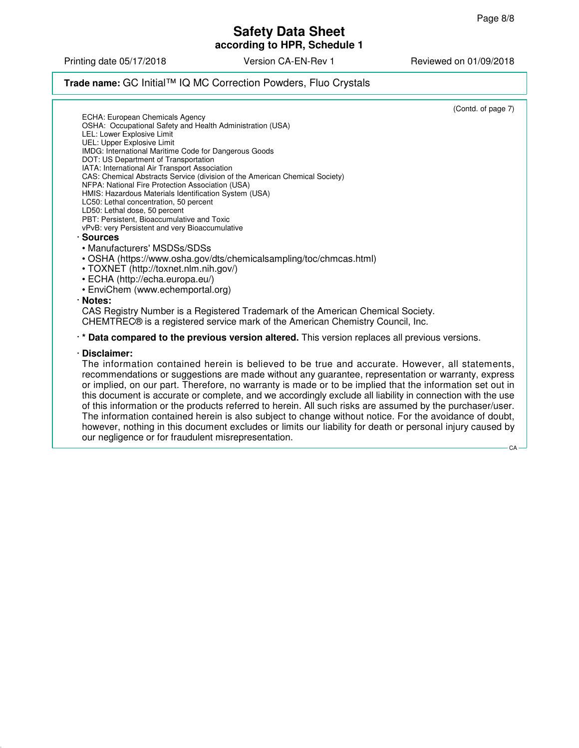(Contd. of page 7)

ECHA: European Chemicals Agency
OSHA: Occupational Safety and Health Administration (USA)
LEL: Lower Explosive Limit
UEL: Upper Explosive Limit
IMDG: International Maritime Code for Dangerous Goods
DOT: US Department of Transportation
IATA: International Air Transport Association
CAS: Chemical Abstracts Service (division of the American Chemical Society)
NFPA: National Fire Protection Association (USA)
HMIS: Hazardous Materials Identification System (USA)
LC50: Lethal concentration, 50 percent
LD50: Lethal dose, 50 percent
PBT: Persistent, Bioaccumulative and Toxic
vPvB: very Persistent and very Bioaccumulative

· **Sources**

- Manufacturers' MSDSs/SDSs
- OSHA (https://www.osha.gov/dts/chemicalsampling/toc/chmcas.html)
- TOXNET (http://toxnet.nlm.nih.gov/)
- ECHA (http://echa.europa.eu/)
- EnviChem (www.echemportal.org)

· **Notes:**

CAS Registry Number is a Registered Trademark of the American Chemical Society.
CHEMTREC® is a registered service mark of the American Chemistry Council, Inc.

· *** Data compared to the previous version altered.** This version replaces all previous versions.

· **Disclaimer:**

The information contained herein is believed to be true and accurate. However, all statements, recommendations or suggestions are made without any guarantee, representation or warranty, express or implied, on our part. Therefore, no warranty is made or to be implied that the information set out in this document is accurate or complete, and we accordingly exclude all liability in connection with the use of this information or the products referred to herein. All such risks are assumed by the purchaser/user. The information contained herein is also subject to change without notice. For the avoidance of doubt, however, nothing in this document excludes or limits our liability for death or personal injury caused by our negligence or for fraudulent misrepresentation.